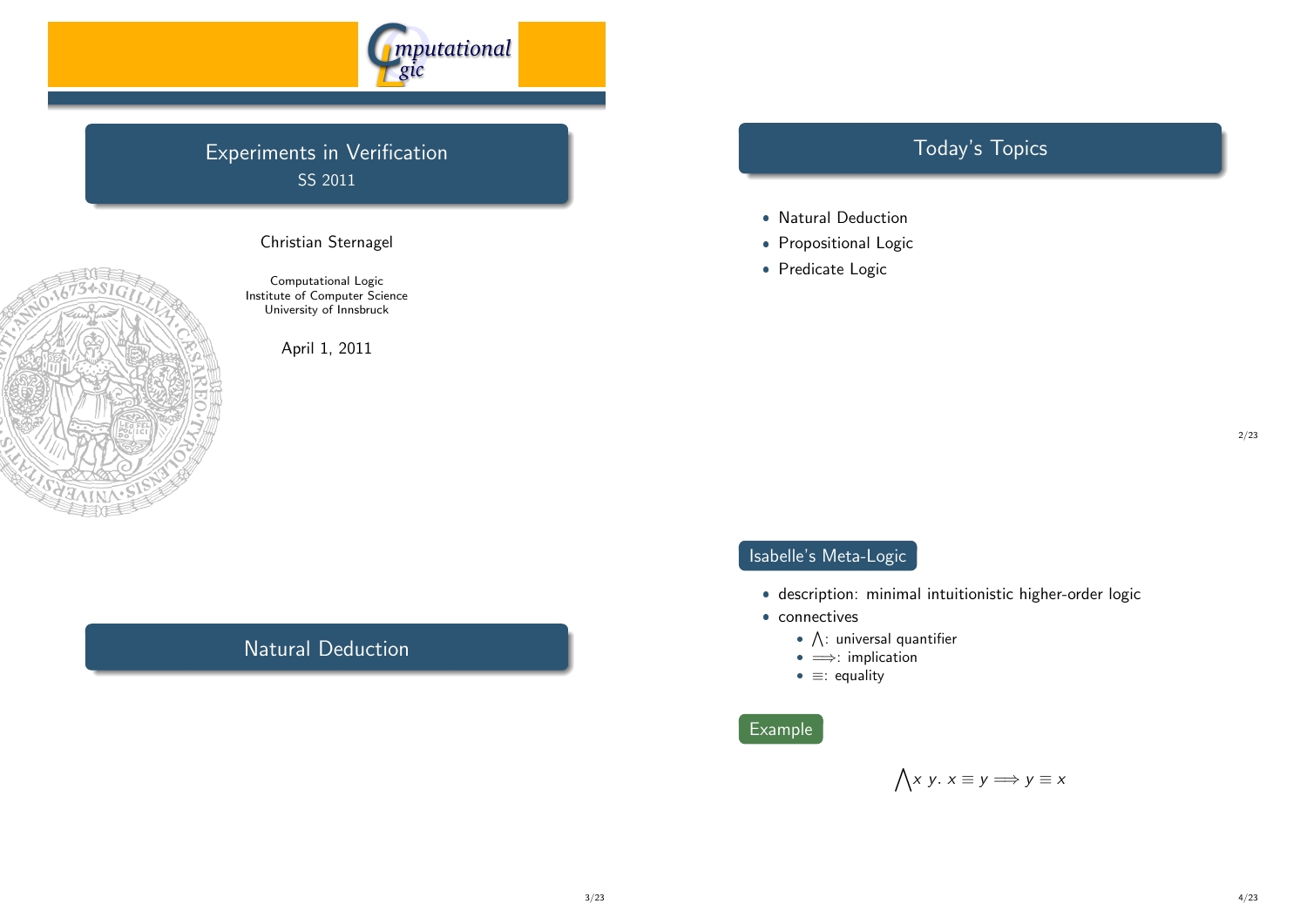# Experiments in Verification

SS 2011

Christian Sternagel

Computational Logic
Institute of Computer Science
University of Innsbruck

April 1, 2011

## Today's Topics

- Natural Deduction
- Propositional Logic
- Predicate Logic

# Natural Deduction

### Isabelle's Meta-Logic

- description: minimal intuitionistic higher-order logic
- connectives
  - $\bigwedge$: universal quantifier
  - $\Longrightarrow$: implication
  - $\equiv$: equality

### Example

$$\bigwedge x\ y.\ x \equiv y \Longrightarrow y \equiv x$$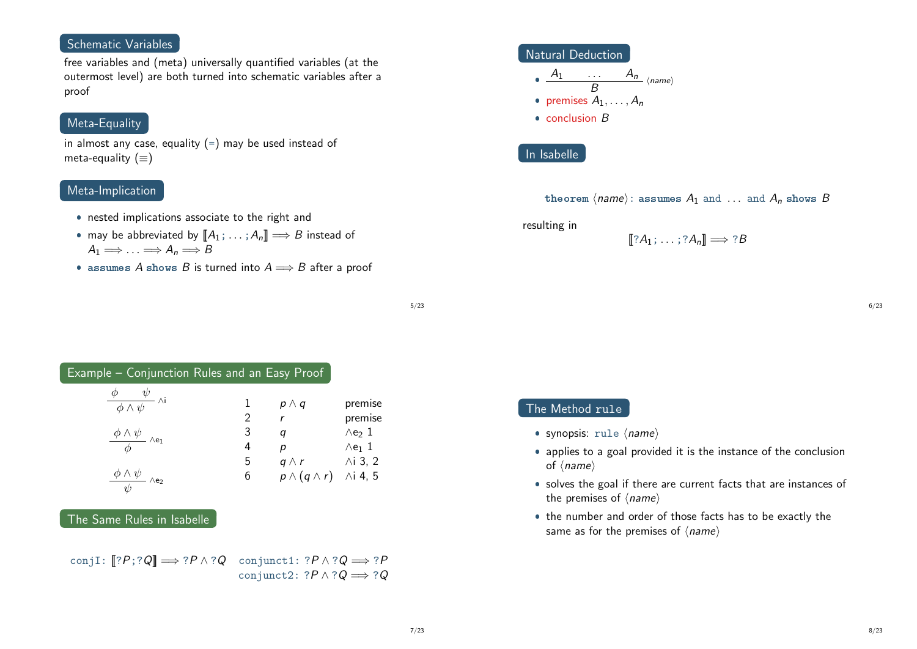## Schematic Variables

free variables and (meta) universally quantified variables (at the outermost level) are both turned into schematic variables after a proof

## Meta-Equality

in almost any case, equality (=) may be used instead of meta-equality ($\equiv$)

## Meta-Implication

- nested implications associate to the right and
- may be abbreviated by $[\![A_1; \ldots; A_n]\!] \Longrightarrow B$ instead of $A_1 \Longrightarrow \ldots \Longrightarrow A_n \Longrightarrow B$
- **assumes** $A$ **shows** $B$ is turned into $A \Longrightarrow B$ after a proof

## Natural Deduction

- $\dfrac{A_1 \quad \ldots \quad A_n}{B}\ \langle name \rangle$
- premises $A_1, \ldots, A_n$
- conclusion $B$

## In Isabelle

**theorem** $\langle name \rangle$: **assumes** $A_1$ and $\ldots$ and $A_n$ **shows** $B$

resulting in

$$[\![?A_1; \ldots; ?A_n]\!] \Longrightarrow ?B$$

## Example – Conjunction Rules and an Easy Proof

$$\frac{\phi \quad \psi}{\phi \wedge \psi}\ \wedge i$$

$$\frac{\phi \wedge \psi}{\phi}\ \wedge e_1$$

$$\frac{\phi \wedge \psi}{\psi}\ \wedge e_2$$

| | | |
|---|---|---|
| 1 | $p \wedge q$ | premise |
| 2 | $r$ | premise |
| 3 | $q$ | $\wedge e_2$ 1 |
| 4 | $p$ | $\wedge e_1$ 1 |
| 5 | $q \wedge r$ | $\wedge i$ 3, 2 |
| 6 | $p \wedge (q \wedge r)$ | $\wedge i$ 4, 5 |

## The Same Rules in Isabelle

conjI: $[\![?P; ?Q]\!] \Longrightarrow ?P \wedge ?Q$

conjunct1: $?P \wedge ?Q \Longrightarrow ?P$

conjunct2: $?P \wedge ?Q \Longrightarrow ?Q$

## The Method `rule`

- synopsis: `rule` $\langle name \rangle$
- applies to a goal provided it is the instance of the conclusion of $\langle name \rangle$
- solves the goal if there are current facts that are instances of the premises of $\langle name \rangle$
- the number and order of those facts has to be exactly the same as for the premises of $\langle name \rangle$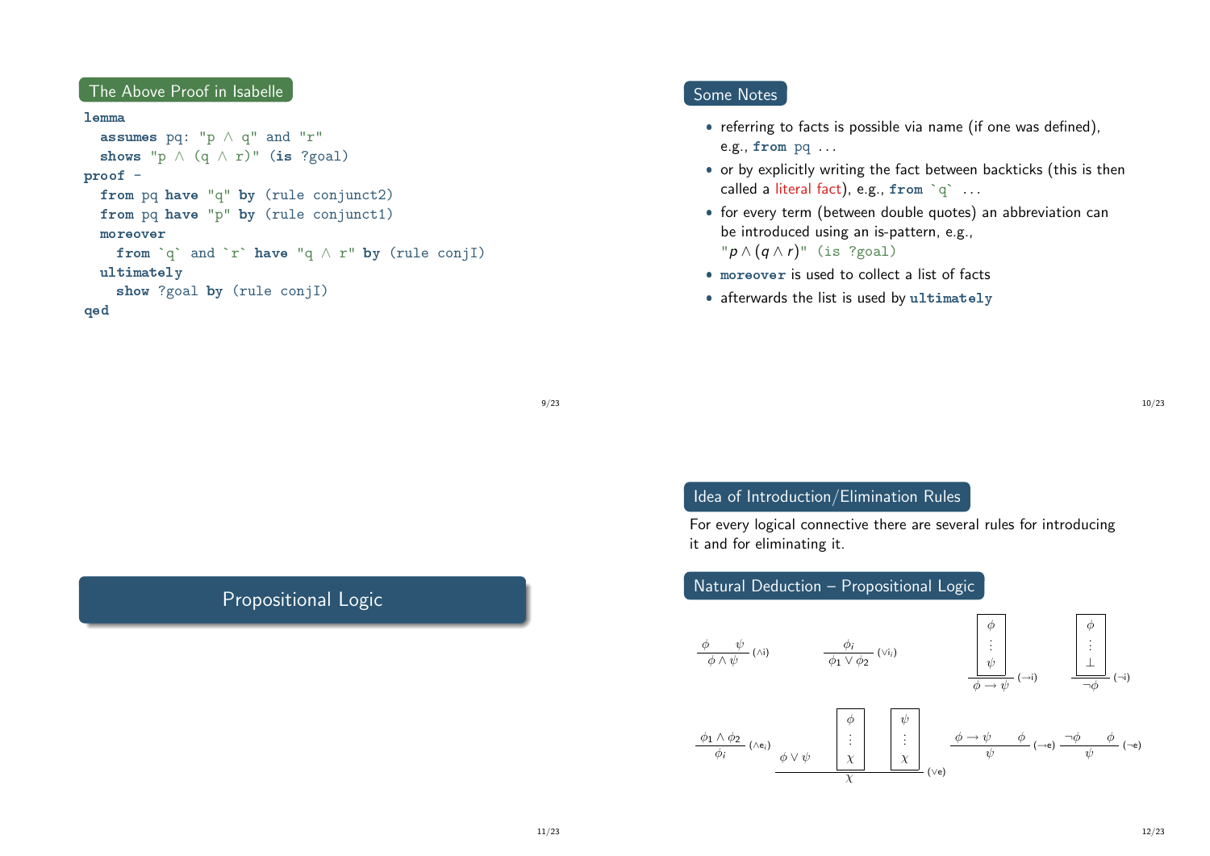## The Above Proof in Isabelle

```
lemma
  assumes pq: "p ∧ q" and "r"
  shows "p ∧ (q ∧ r)" (is ?goal)
proof -
  from pq have "q" by (rule conjunct2)
  from pq have "p" by (rule conjunct1)
  moreover
    from `q` and `r` have "q ∧ r" by (rule conjI)
  ultimately
    show ?goal by (rule conjI)
qed
```

## Some Notes

- referring to facts is possible via name (if one was defined), e.g., `from pq ...`
- or by explicitly writing the fact between backticks (this is then called a literal fact), e.g., ``from `q` ...``
- for every term (between double quotes) an abbreviation can be introduced using an is-pattern, e.g., "$p \wedge (q \wedge r)$" `(is ?goal)`
- **moreover** is used to collect a list of facts
- afterwards the list is used by **ultimately**

# Propositional Logic

## Idea of Introduction/Elimination Rules

For every logical connective there are several rules for introducing it and for eliminating it.

## Natural Deduction – Propositional Logic

$$\frac{\phi \quad \psi}{\phi \wedge \psi}\ (\wedge i) \qquad \frac{\phi_i}{\phi_1 \vee \phi_2}\ (\vee i_i) \qquad \frac{\boxed{\begin{matrix}\phi \\ \vdots \\ \psi\end{matrix}}}{\phi \rightarrow \psi}\ (\rightarrow i) \qquad \frac{\boxed{\begin{matrix}\phi \\ \vdots \\ \bot\end{matrix}}}{\neg\phi}\ (\neg i)$$

$$\frac{\phi_1 \wedge \phi_2}{\phi_i}\ (\wedge e_i) \qquad \frac{\phi \vee \psi \quad \boxed{\begin{matrix}\phi \\ \vdots \\ \chi\end{matrix}} \quad \boxed{\begin{matrix}\psi \\ \vdots \\ \chi\end{matrix}}}{\chi}\ (\vee e) \qquad \frac{\phi \rightarrow \psi \quad \phi}{\psi}\ (\rightarrow e) \qquad \frac{\neg\phi \quad \phi}{\psi}\ (\neg e)$$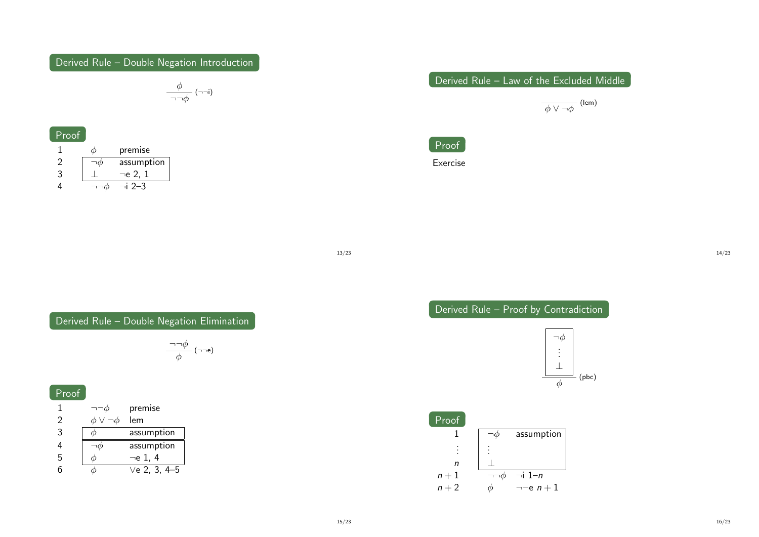## Derived Rule – Double Negation Introduction

$$\frac{\phi}{\neg\neg\phi}\ (\neg\neg\text{i})$$

### Proof

| | | |
|---|---|---|
| 1 | $\phi$ | premise |
| 2 | $\neg\phi$ | assumption |
| 3 | $\bot$ | $\neg$e 2, 1 |
| 4 | $\neg\neg\phi$ | $\neg$i 2–3 |

## Derived Rule – Law of the Excluded Middle

$$\frac{}{\phi \vee \neg\phi}\ (\text{lem})$$

### Proof

Exercise

## Derived Rule – Double Negation Elimination

$$\frac{\neg\neg\phi}{\phi}\ (\neg\neg\text{e})$$

### Proof

| | | |
|---|---|---|
| 1 | $\neg\neg\phi$ | premise |
| 2 | $\phi \vee \neg\phi$ | lem |
| 3 | $\phi$ | assumption |
| 4 | $\neg\phi$ | assumption |
| 5 | $\phi$ | $\neg$e 1, 4 |
| 6 | $\phi$ | $\vee$e 2, 3, 4–5 |

## Derived Rule – Proof by Contradiction

$$\frac{\boxed{\begin{matrix}\neg\phi \\ \vdots \\ \bot\end{matrix}}}{\phi}\ (\text{pbc})$$

### Proof

| | | |
|---|---|---|
| 1 | $\neg\phi$ | assumption |
| $\vdots$ | $\vdots$ | |
| $n$ | $\bot$ | |
| $n+1$ | $\neg\neg\phi$ | $\neg$i 1–$n$ |
| $n+2$ | $\phi$ | $\neg\neg$e $n+1$ |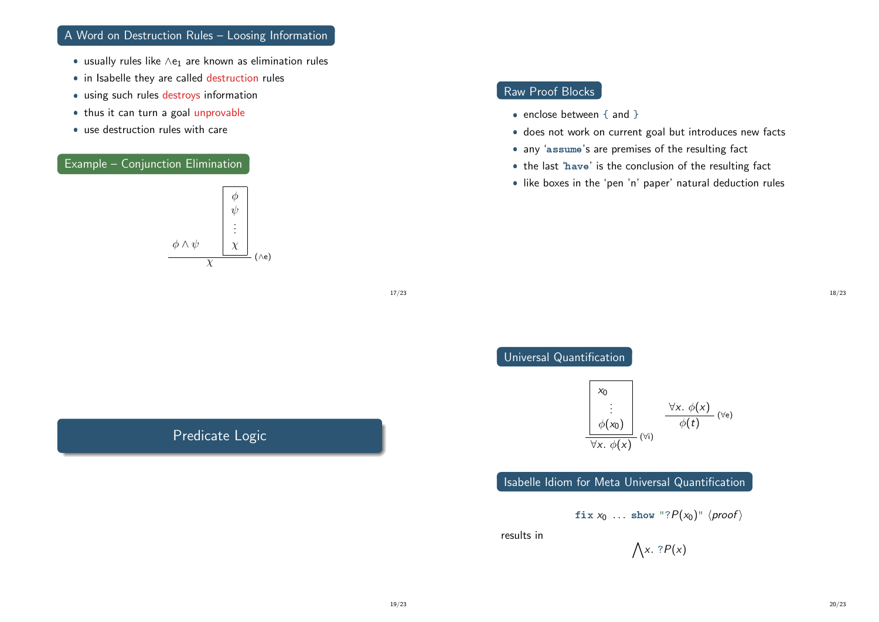## A Word on Destruction Rules – Loosing Information

- usually rules like $\wedge e_1$ are known as elimination rules
- in Isabelle they are called destruction rules
- using such rules destroys information
- thus it can turn a goal unprovable
- use destruction rules with care

## Example – Conjunction Elimination

$$\dfrac{\phi \wedge \psi \qquad \boxed{\begin{array}{c}\phi\\ \psi\\ \vdots\\ \chi\end{array}}}{\chi}\ (\wedge e)$$

## Raw Proof Blocks

- enclose between { and }
- does not work on current goal but introduces new facts
- any '**assume**'s are premises of the resulting fact
- the last '**have**' is the conclusion of the resulting fact
- like boxes in the 'pen 'n' paper' natural deduction rules

# Predicate Logic

## Universal Quantification

$$\dfrac{\boxed{\begin{array}{c}x_0\\ \vdots\\ \phi(x_0)\end{array}}}{\forall x.\ \phi(x)}\ (\forall i) \qquad \dfrac{\forall x.\ \phi(x)}{\phi(t)}\ (\forall e)$$

## Isabelle Idiom for Meta Universal Quantification

**fix** $x_0$ ... **show** "$?P(x_0)$" $\langle proof \rangle$

results in

$$\bigwedge x.\ ?P(x)$$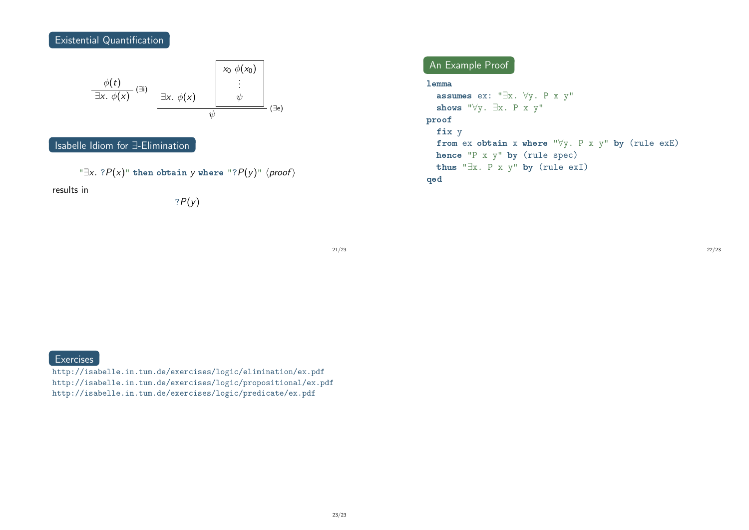## Existential Quantification

$$\frac{\phi(t)}{\exists x.\ \phi(x)}\ (\exists i) \qquad \frac{\exists x.\ \phi(x) \qquad \boxed{\begin{matrix} x_0\ \phi(x_0) \\ \vdots \\ \psi \end{matrix}}}{\psi}\ (\exists e)$$

## Isabelle Idiom for ∃-Elimination

"$\exists x.\ ?P(x)$" **then obtain** $y$ **where** "$?P(y)$" $\langle proof \rangle$

results in

$$?P(y)$$

## An Example Proof

```
lemma
  assumes ex: "∃x. ∀y. P x y"
  shows "∀y. ∃x. P x y"
proof
  fix y
  from ex obtain x where "∀y. P x y" by (rule exE)
  hence "P x y" by (rule spec)
  thus "∃x. P x y" by (rule exI)
qed
```

## Exercises

http://isabelle.in.tum.de/exercises/logic/elimination/ex.pdf
http://isabelle.in.tum.de/exercises/logic/propositional/ex.pdf
http://isabelle.in.tum.de/exercises/logic/predicate/ex.pdf